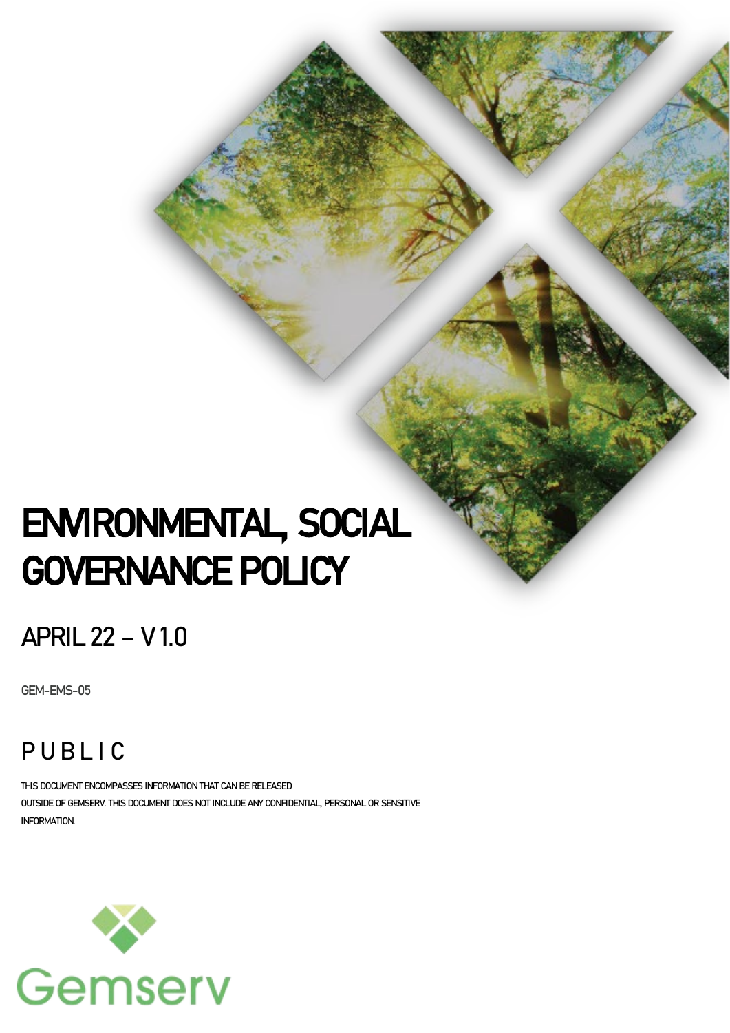# ENVIRONMENTAL, SOCIAL GOVERNANCE POLICY

## APRIL 22 – V 1.0

GEM-EMS-05

## PUBLIC

THIS DOCUMENT ENCOMPASSES INFORMATION THAT CAN BE RELEASED OUTSIDE OF GEMSERV. THIS DOCUMENT DOES NOT INCLUDE ANY CONFIDENTIAL, PERSONAL OR SENSITIVE INFORMATION.

Gemserv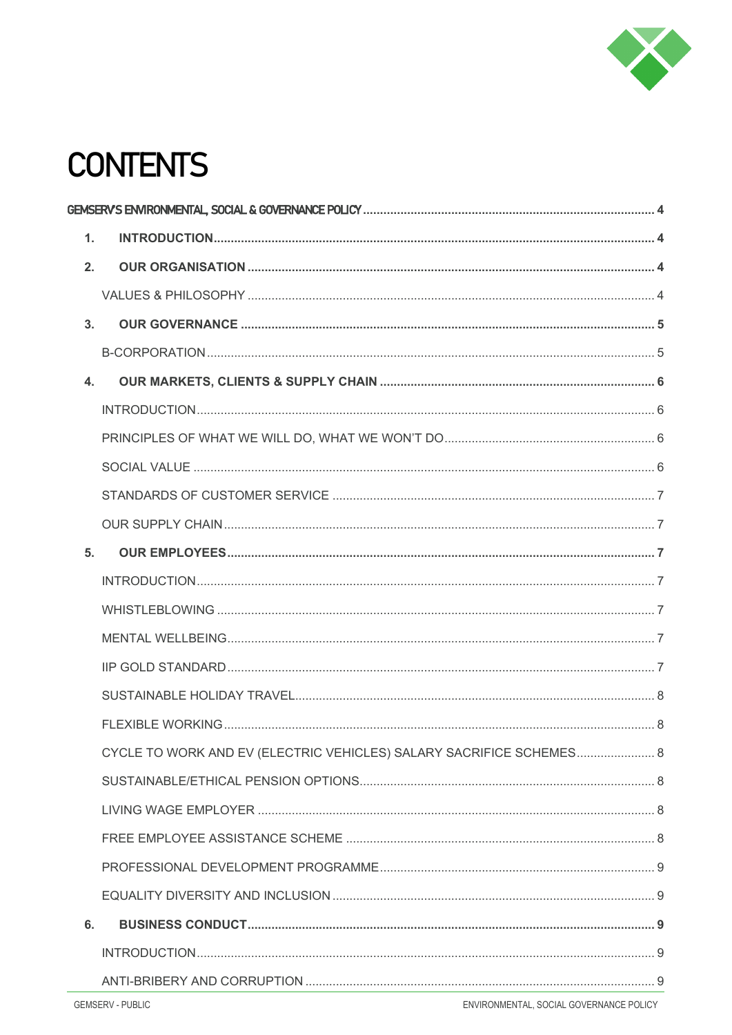# CONTENTS

GEMSERV'S ENVIRONMENTAL, SOCIAL & GOVERNANCE POLICY ..... 4

1. **INTRODUCTION** ..... 4
2. **OUR ORGANISATION** ..... 4
   - VALUES & PHILOSOPHY ..... 4
3. **OUR GOVERNANCE** ..... 5
   - B-CORPORATION ..... 5
4. **OUR MARKETS, CLIENTS & SUPPLY CHAIN** ..... 6
   - INTRODUCTION ..... 6
   - PRINCIPLES OF WHAT WE WILL DO, WHAT WE WON'T DO ..... 6
   - SOCIAL VALUE ..... 6
   - STANDARDS OF CUSTOMER SERVICE ..... 7
   - OUR SUPPLY CHAIN ..... 7
5. **OUR EMPLOYEES** ..... 7
   - INTRODUCTION ..... 7
   - WHISTLEBLOWING ..... 7
   - MENTAL WELLBEING ..... 7
   - IIP GOLD STANDARD ..... 7
   - SUSTAINABLE HOLIDAY TRAVEL ..... 8
   - FLEXIBLE WORKING ..... 8
   - CYCLE TO WORK AND EV (ELECTRIC VEHICLES) SALARY SACRIFICE SCHEMES ..... 8
   - SUSTAINABLE/ETHICAL PENSION OPTIONS ..... 8
   - LIVING WAGE EMPLOYER ..... 8
   - FREE EMPLOYEE ASSISTANCE SCHEME ..... 8
   - PROFESSIONAL DEVELOPMENT PROGRAMME ..... 9
   - EQUALITY DIVERSITY AND INCLUSION ..... 9
6. **BUSINESS CONDUCT** ..... 9
   - INTRODUCTION ..... 9
   - ANTI-BRIBERY AND CORRUPTION ..... 9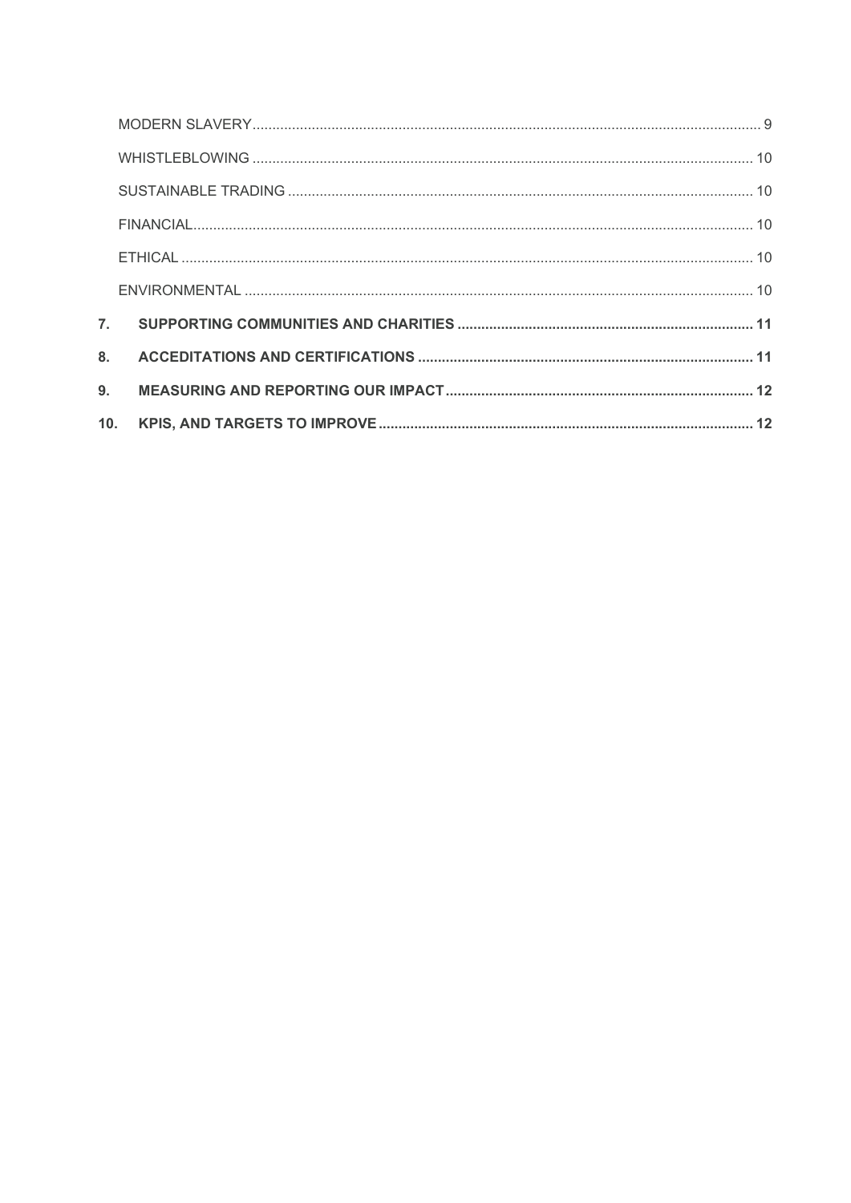MODERN SLAVERY ... 9

WHISTLEBLOWING ... 10

SUSTAINABLE TRADING ... 10

FINANCIAL ... 10

ETHICAL ... 10

ENVIRONMENTAL ... 10

**7. SUPPORTING COMMUNITIES AND CHARITIES ... 11**

**8. ACCEDITATIONS AND CERTIFICATIONS ... 11**

**9. MEASURING AND REPORTING OUR IMPACT ... 12**

**10. KPIS, AND TARGETS TO IMPROVE ... 12**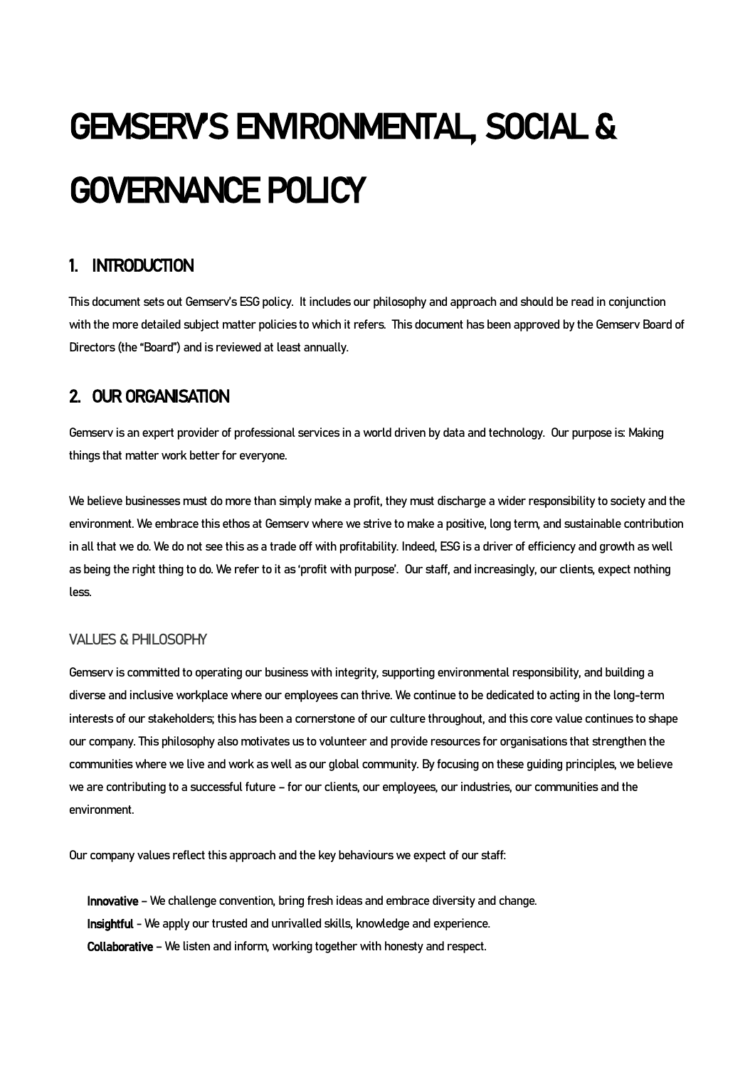# GEMSERV'S ENVIRONMENTAL, SOCIAL & GOVERNANCE POLICY

## 1. INTRODUCTION

This document sets out Gemserv's ESG policy. It includes our philosophy and approach and should be read in conjunction with the more detailed subject matter policies to which it refers. This document has been approved by the Gemserv Board of Directors (the "Board") and is reviewed at least annually.

## 2. OUR ORGANISATION

Gemserv is an expert provider of professional services in a world driven by data and technology. Our purpose is: Making things that matter work better for everyone.

We believe businesses must do more than simply make a profit, they must discharge a wider responsibility to society and the environment. We embrace this ethos at Gemserv where we strive to make a positive, long term, and sustainable contribution in all that we do. We do not see this as a trade off with profitability. Indeed, ESG is a driver of efficiency and growth as well as being the right thing to do. We refer to it as 'profit with purpose'. Our staff, and increasingly, our clients, expect nothing less.

### VALUES & PHILOSOPHY

Gemserv is committed to operating our business with integrity, supporting environmental responsibility, and building a diverse and inclusive workplace where our employees can thrive. We continue to be dedicated to acting in the long-term interests of our stakeholders; this has been a cornerstone of our culture throughout, and this core value continues to shape our company. This philosophy also motivates us to volunteer and provide resources for organisations that strengthen the communities where we live and work as well as our global community. By focusing on these guiding principles, we believe we are contributing to a successful future – for our clients, our employees, our industries, our communities and the environment.

Our company values reflect this approach and the key behaviours we expect of our staff:

**Innovative** – We challenge convention, bring fresh ideas and embrace diversity and change.
**Insightful** - We apply our trusted and unrivalled skills, knowledge and experience.
**Collaborative** – We listen and inform, working together with honesty and respect.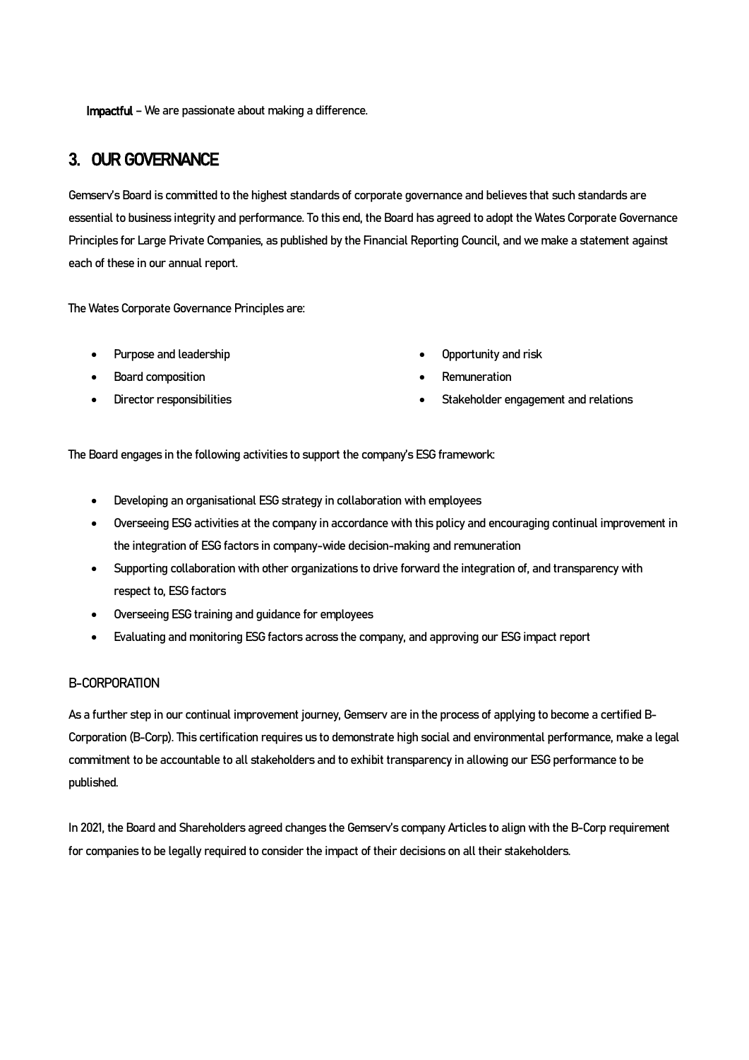**Impactful** – We are passionate about making a difference.

## 3. OUR GOVERNANCE

Gemserv's Board is committed to the highest standards of corporate governance and believes that such standards are essential to business integrity and performance. To this end, the Board has agreed to adopt the Wates Corporate Governance Principles for Large Private Companies, as published by the Financial Reporting Council, and we make a statement against each of these in our annual report.

The Wates Corporate Governance Principles are:

- Purpose and leadership
- Board composition
- Director responsibilities
- Opportunity and risk
- Remuneration
- Stakeholder engagement and relations

The Board engages in the following activities to support the company's ESG framework:

- Developing an organisational ESG strategy in collaboration with employees
- Overseeing ESG activities at the company in accordance with this policy and encouraging continual improvement in the integration of ESG factors in company-wide decision-making and remuneration
- Supporting collaboration with other organizations to drive forward the integration of, and transparency with respect to, ESG factors
- Overseeing ESG training and guidance for employees
- Evaluating and monitoring ESG factors across the company, and approving our ESG impact report

### B-CORPORATION

As a further step in our continual improvement journey, Gemserv are in the process of applying to become a certified B-Corporation (B-Corp). This certification requires us to demonstrate high social and environmental performance, make a legal commitment to be accountable to all stakeholders and to exhibit transparency in allowing our ESG performance to be published.

In 2021, the Board and Shareholders agreed changes the Gemserv's company Articles to align with the B-Corp requirement for companies to be legally required to consider the impact of their decisions on all their stakeholders.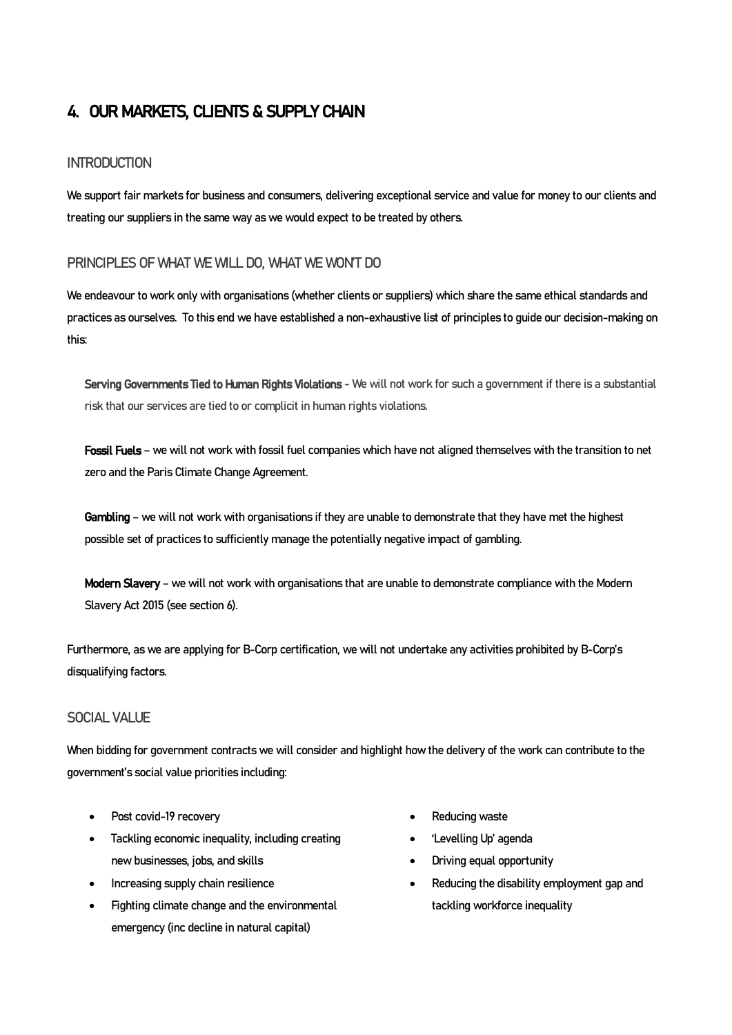# 4. OUR MARKETS, CLIENTS & SUPPLY CHAIN

## INTRODUCTION

We support fair markets for business and consumers, delivering exceptional service and value for money to our clients and treating our suppliers in the same way as we would expect to be treated by others.

## PRINCIPLES OF WHAT WE WILL DO, WHAT WE WON'T DO

We endeavour to work only with organisations (whether clients or suppliers) which share the same ethical standards and practices as ourselves. To this end we have established a non-exhaustive list of principles to guide our decision-making on this:

**Serving Governments Tied to Human Rights Violations** - We will not work for such a government if there is a substantial risk that our services are tied to or complicit in human rights violations.

**Fossil Fuels** – we will not work with fossil fuel companies which have not aligned themselves with the transition to net zero and the Paris Climate Change Agreement.

**Gambling** – we will not work with organisations if they are unable to demonstrate that they have met the highest possible set of practices to sufficiently manage the potentially negative impact of gambling.

**Modern Slavery** – we will not work with organisations that are unable to demonstrate compliance with the Modern Slavery Act 2015 (see section 6).

Furthermore, as we are applying for B-Corp certification, we will not undertake any activities prohibited by B-Corp's disqualifying factors.

## SOCIAL VALUE

When bidding for government contracts we will consider and highlight how the delivery of the work can contribute to the government's social value priorities including:

- Post covid-19 recovery
- Tackling economic inequality, including creating new businesses, jobs, and skills
- Increasing supply chain resilience
- Fighting climate change and the environmental emergency (inc decline in natural capital)
- Reducing waste
- 'Levelling Up' agenda
- Driving equal opportunity
- Reducing the disability employment gap and tackling workforce inequality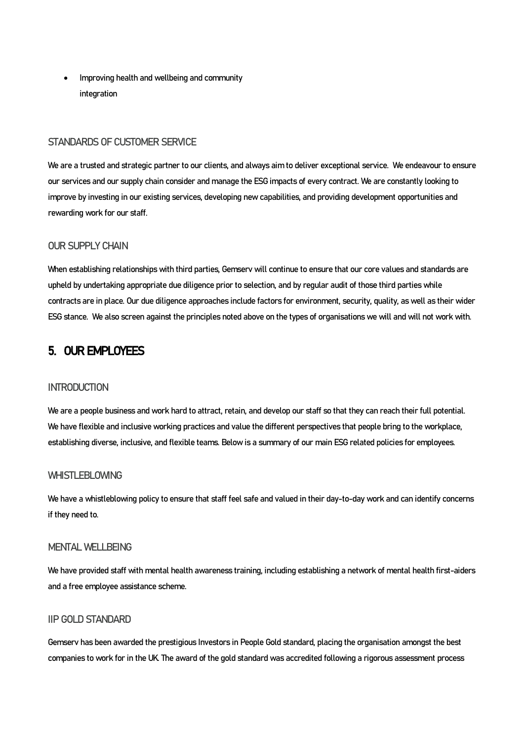- Improving health and wellbeing and community integration

### STANDARDS OF CUSTOMER SERVICE

We are a trusted and strategic partner to our clients, and always aim to deliver exceptional service. We endeavour to ensure our services and our supply chain consider and manage the ESG impacts of every contract. We are constantly looking to improve by investing in our existing services, developing new capabilities, and providing development opportunities and rewarding work for our staff.

### OUR SUPPLY CHAIN

When establishing relationships with third parties, Gemserv will continue to ensure that our core values and standards are upheld by undertaking appropriate due diligence prior to selection, and by regular audit of those third parties while contracts are in place. Our due diligence approaches include factors for environment, security, quality, as well as their wider ESG stance. We also screen against the principles noted above on the types of organisations we will and will not work with.

## 5. OUR EMPLOYEES

### INTRODUCTION

We are a people business and work hard to attract, retain, and develop our staff so that they can reach their full potential. We have flexible and inclusive working practices and value the different perspectives that people bring to the workplace, establishing diverse, inclusive, and flexible teams. Below is a summary of our main ESG related policies for employees.

### WHISTLEBLOWING

We have a whistleblowing policy to ensure that staff feel safe and valued in their day-to-day work and can identify concerns if they need to.

### MENTAL WELLBEING

We have provided staff with mental health awareness training, including establishing a network of mental health first-aiders and a free employee assistance scheme.

### IIP GOLD STANDARD

Gemserv has been awarded the prestigious Investors in People Gold standard, placing the organisation amongst the best companies to work for in the UK. The award of the gold standard was accredited following a rigorous assessment process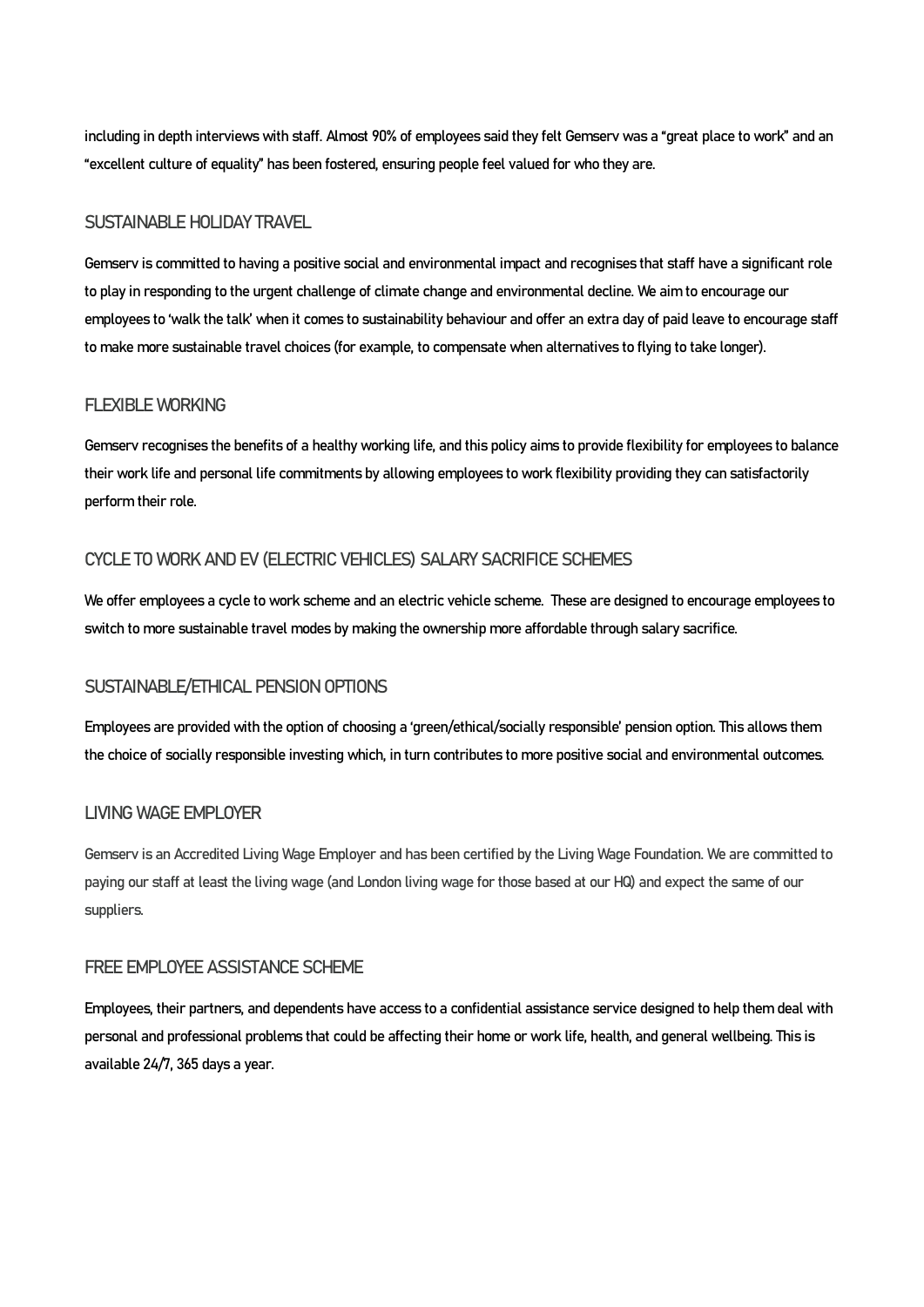including in depth interviews with staff. Almost 90% of employees said they felt Gemserv was a "great place to work" and an "excellent culture of equality" has been fostered, ensuring people feel valued for who they are.

## SUSTAINABLE HOLIDAY TRAVEL

Gemserv is committed to having a positive social and environmental impact and recognises that staff have a significant role to play in responding to the urgent challenge of climate change and environmental decline. We aim to encourage our employees to 'walk the talk' when it comes to sustainability behaviour and offer an extra day of paid leave to encourage staff to make more sustainable travel choices (for example, to compensate when alternatives to flying to take longer).

## FLEXIBLE WORKING

Gemserv recognises the benefits of a healthy working life, and this policy aims to provide flexibility for employees to balance their work life and personal life commitments by allowing employees to work flexibility providing they can satisfactorily perform their role.

## CYCLE TO WORK AND EV (ELECTRIC VEHICLES) SALARY SACRIFICE SCHEMES

We offer employees a cycle to work scheme and an electric vehicle scheme. These are designed to encourage employees to switch to more sustainable travel modes by making the ownership more affordable through salary sacrifice.

## SUSTAINABLE/ETHICAL PENSION OPTIONS

Employees are provided with the option of choosing a 'green/ethical/socially responsible' pension option. This allows them the choice of socially responsible investing which, in turn contributes to more positive social and environmental outcomes.

## LIVING WAGE EMPLOYER

Gemserv is an Accredited Living Wage Employer and has been certified by the Living Wage Foundation. We are committed to paying our staff at least the living wage (and London living wage for those based at our HQ) and expect the same of our suppliers.

## FREE EMPLOYEE ASSISTANCE SCHEME

Employees, their partners, and dependents have access to a confidential assistance service designed to help them deal with personal and professional problems that could be affecting their home or work life, health, and general wellbeing. This is available 24/7, 365 days a year.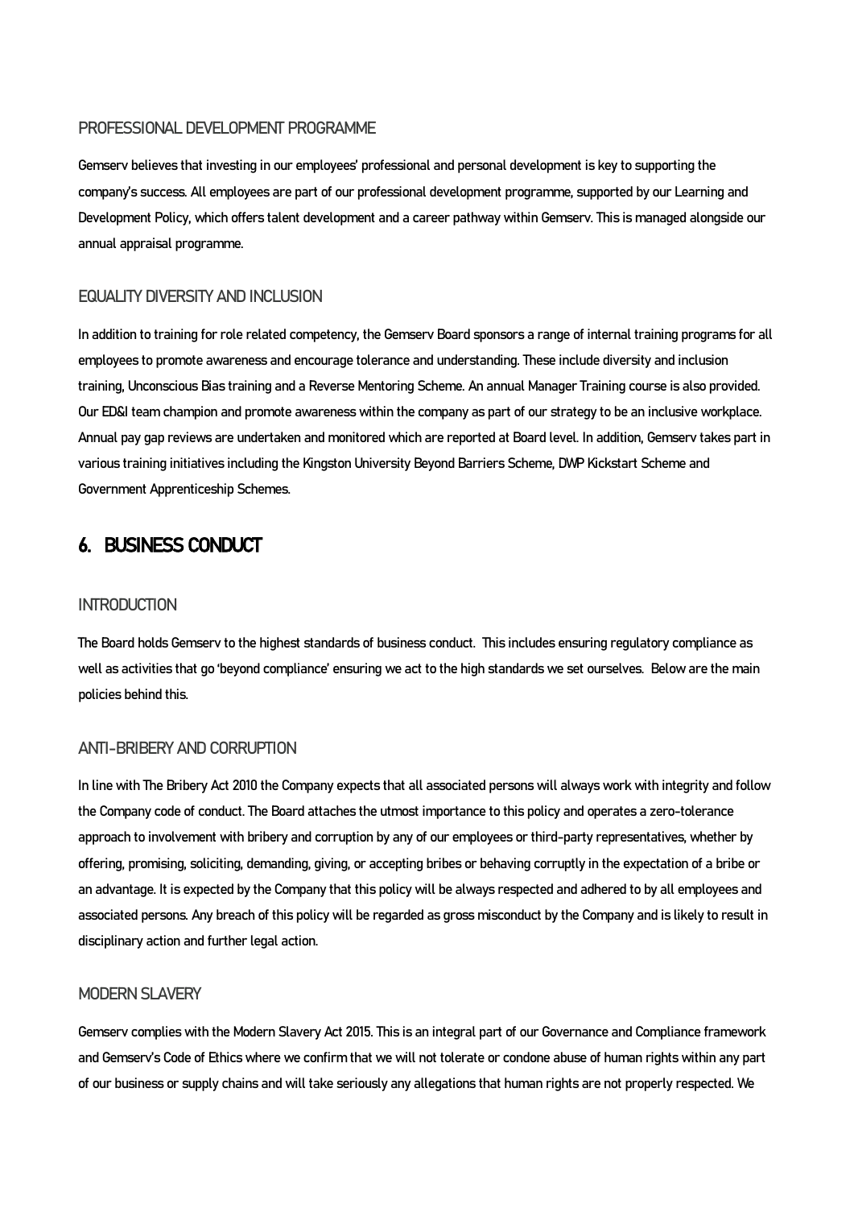### PROFESSIONAL DEVELOPMENT PROGRAMME

Gemserv believes that investing in our employees' professional and personal development is key to supporting the company's success. All employees are part of our professional development programme, supported by our Learning and Development Policy, which offers talent development and a career pathway within Gemserv. This is managed alongside our annual appraisal programme.

### EQUALITY DIVERSITY AND INCLUSION

In addition to training for role related competency, the Gemserv Board sponsors a range of internal training programs for all employees to promote awareness and encourage tolerance and understanding. These include diversity and inclusion training, Unconscious Bias training and a Reverse Mentoring Scheme. An annual Manager Training course is also provided. Our ED&I team champion and promote awareness within the company as part of our strategy to be an inclusive workplace. Annual pay gap reviews are undertaken and monitored which are reported at Board level. In addition, Gemserv takes part in various training initiatives including the Kingston University Beyond Barriers Scheme, DWP Kickstart Scheme and Government Apprenticeship Schemes.

## 6. BUSINESS CONDUCT

### INTRODUCTION

The Board holds Gemserv to the highest standards of business conduct. This includes ensuring regulatory compliance as well as activities that go 'beyond compliance' ensuring we act to the high standards we set ourselves. Below are the main policies behind this.

### ANTI-BRIBERY AND CORRUPTION

In line with The Bribery Act 2010 the Company expects that all associated persons will always work with integrity and follow the Company code of conduct. The Board attaches the utmost importance to this policy and operates a zero-tolerance approach to involvement with bribery and corruption by any of our employees or third-party representatives, whether by offering, promising, soliciting, demanding, giving, or accepting bribes or behaving corruptly in the expectation of a bribe or an advantage. It is expected by the Company that this policy will be always respected and adhered to by all employees and associated persons. Any breach of this policy will be regarded as gross misconduct by the Company and is likely to result in disciplinary action and further legal action.

### MODERN SLAVERY

Gemserv complies with the Modern Slavery Act 2015. This is an integral part of our Governance and Compliance framework and Gemserv's Code of Ethics where we confirm that we will not tolerate or condone abuse of human rights within any part of our business or supply chains and will take seriously any allegations that human rights are not properly respected. We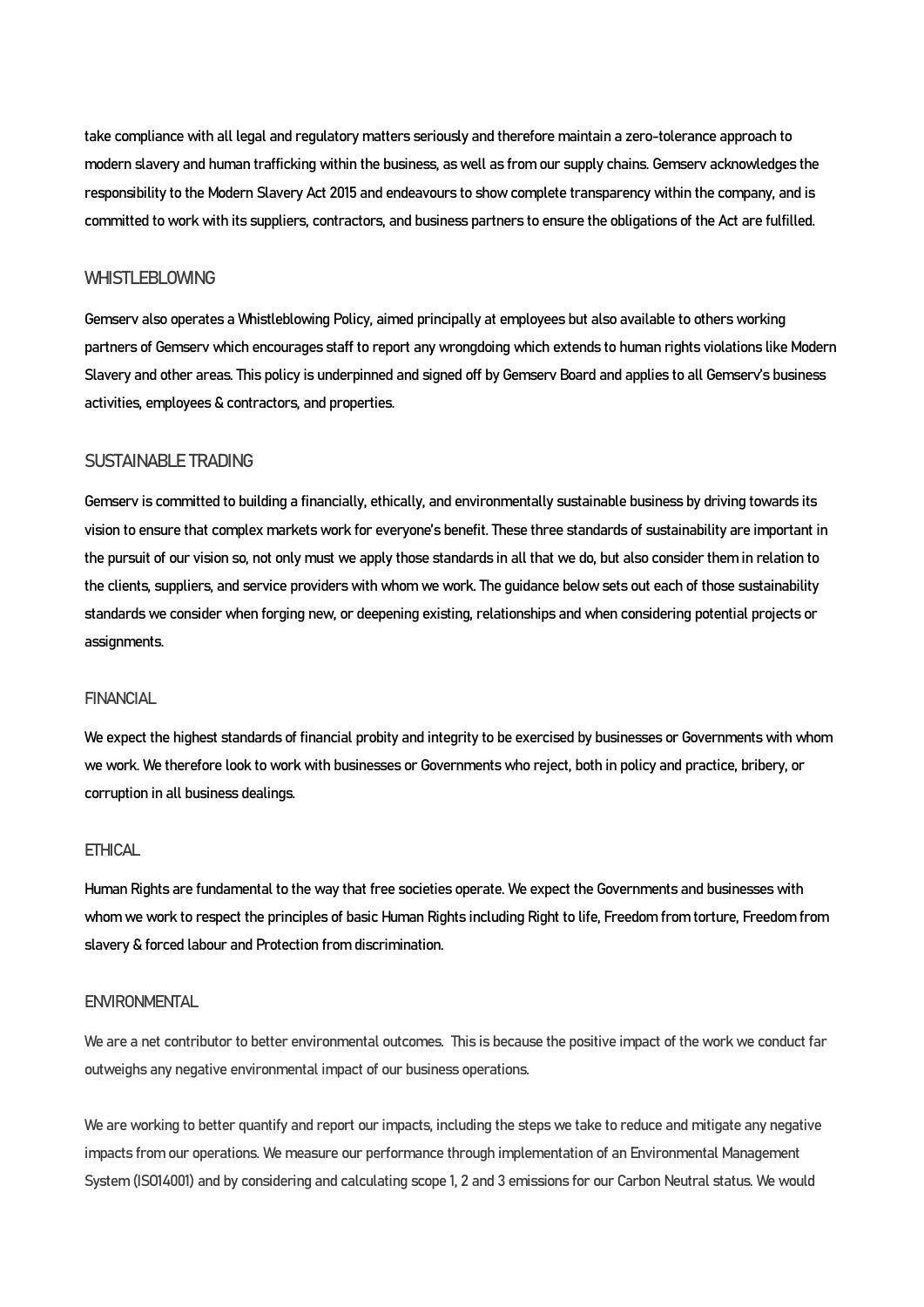take compliance with all legal and regulatory matters seriously and therefore maintain a zero-tolerance approach to modern slavery and human trafficking within the business, as well as from our supply chains. Gemserv acknowledges the responsibility to the Modern Slavery Act 2015 and endeavours to show complete transparency within the company, and is committed to work with its suppliers, contractors, and business partners to ensure the obligations of the Act are fulfilled.

## WHISTLEBLOWING

Gemserv also operates a Whistleblowing Policy, aimed principally at employees but also available to others working partners of Gemserv which encourages staff to report any wrongdoing which extends to human rights violations like Modern Slavery and other areas. This policy is underpinned and signed off by Gemserv Board and applies to all Gemserv's business activities, employees & contractors, and properties.

## SUSTAINABLE TRADING

Gemserv is committed to building a financially, ethically, and environmentally sustainable business by driving towards its vision to ensure that complex markets work for everyone's benefit. These three standards of sustainability are important in the pursuit of our vision so, not only must we apply those standards in all that we do, but also consider them in relation to the clients, suppliers, and service providers with whom we work. The guidance below sets out each of those sustainability standards we consider when forging new, or deepening existing, relationships and when considering potential projects or assignments.

### FINANCIAL

We expect the highest standards of financial probity and integrity to be exercised by businesses or Governments with whom we work. We therefore look to work with businesses or Governments who reject, both in policy and practice, bribery, or corruption in all business dealings.

### ETHICAL

Human Rights are fundamental to the way that free societies operate. We expect the Governments and businesses with whom we work to respect the principles of basic Human Rights including Right to life, Freedom from torture, Freedom from slavery & forced labour and Protection from discrimination.

### ENVIRONMENTAL

We are a net contributor to better environmental outcomes. This is because the positive impact of the work we conduct far outweighs any negative environmental impact of our business operations.

We are working to better quantify and report our impacts, including the steps we take to reduce and mitigate any negative impacts from our operations. We measure our performance through implementation of an Environmental Management System (ISO14001) and by considering and calculating scope 1, 2 and 3 emissions for our Carbon Neutral status. We would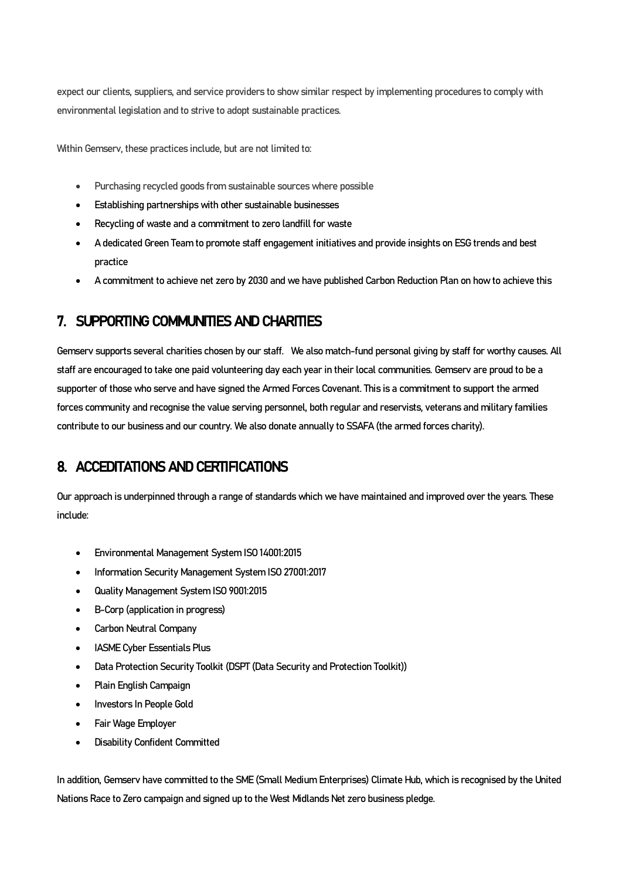expect our clients, suppliers, and service providers to show similar respect by implementing procedures to comply with environmental legislation and to strive to adopt sustainable practices.

Within Gemserv, these practices include, but are not limited to:

- Purchasing recycled goods from sustainable sources where possible
- Establishing partnerships with other sustainable businesses
- Recycling of waste and a commitment to zero landfill for waste
- A dedicated Green Team to promote staff engagement initiatives and provide insights on ESG trends and best practice
- A commitment to achieve net zero by 2030 and we have published Carbon Reduction Plan on how to achieve this

## 7. SUPPORTING COMMUNITIES AND CHARITIES

Gemserv supports several charities chosen by our staff. We also match-fund personal giving by staff for worthy causes. All staff are encouraged to take one paid volunteering day each year in their local communities. Gemserv are proud to be a supporter of those who serve and have signed the Armed Forces Covenant. This is a commitment to support the armed forces community and recognise the value serving personnel, both regular and reservists, veterans and military families contribute to our business and our country. We also donate annually to SSAFA (the armed forces charity).

## 8. ACCEDITATIONS AND CERTIFICATIONS

Our approach is underpinned through a range of standards which we have maintained and improved over the years. These include:

- Environmental Management System ISO 14001:2015
- Information Security Management System ISO 27001:2017
- Quality Management System ISO 9001:2015
- B-Corp (application in progress)
- Carbon Neutral Company
- IASME Cyber Essentials Plus
- Data Protection Security Toolkit (DSPT (Data Security and Protection Toolkit))
- Plain English Campaign
- Investors In People Gold
- Fair Wage Employer
- Disability Confident Committed

In addition, Gemserv have committed to the SME (Small Medium Enterprises) Climate Hub, which is recognised by the United Nations Race to Zero campaign and signed up to the West Midlands Net zero business pledge.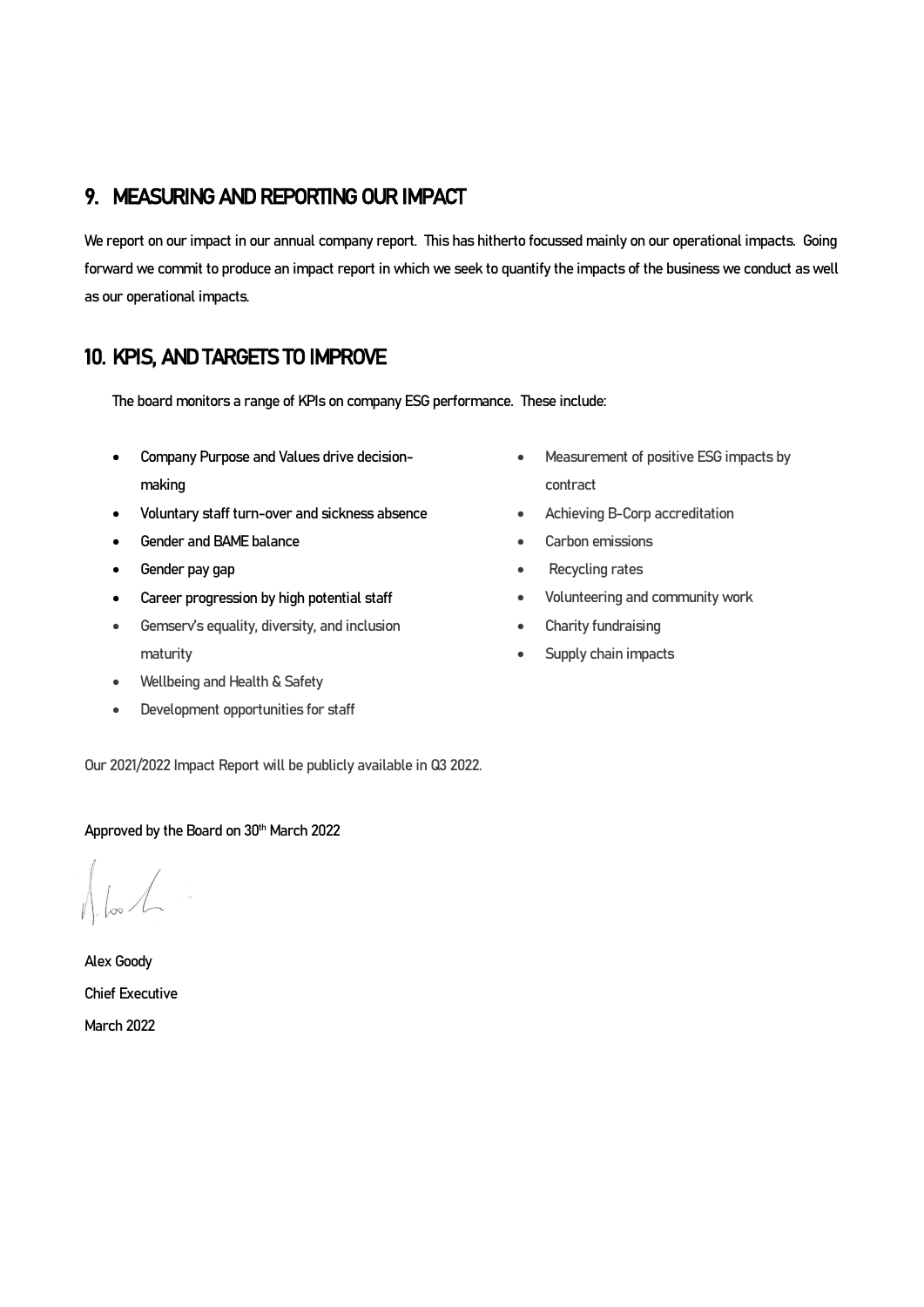## 9. MEASURING AND REPORTING OUR IMPACT

We report on our impact in our annual company report. This has hitherto focussed mainly on our operational impacts. Going forward we commit to produce an impact report in which we seek to quantify the impacts of the business we conduct as well as our operational impacts.

## 10. KPIS, AND TARGETS TO IMPROVE

The board monitors a range of KPIs on company ESG performance. These include:

- Company Purpose and Values drive decision-making
- Voluntary staff turn-over and sickness absence
- Gender and BAME balance
- Gender pay gap
- Career progression by high potential staff
- Gemserv's equality, diversity, and inclusion maturity
- Wellbeing and Health & Safety
- Development opportunities for staff
- Measurement of positive ESG impacts by contract
- Achieving B-Corp accreditation
- Carbon emissions
- Recycling rates
- Volunteering and community work
- Charity fundraising
- Supply chain impacts

Our 2021/2022 Impact Report will be publicly available in Q3 2022.

Approved by the Board on 30th March 2022

Alex Goody
Chief Executive
March 2022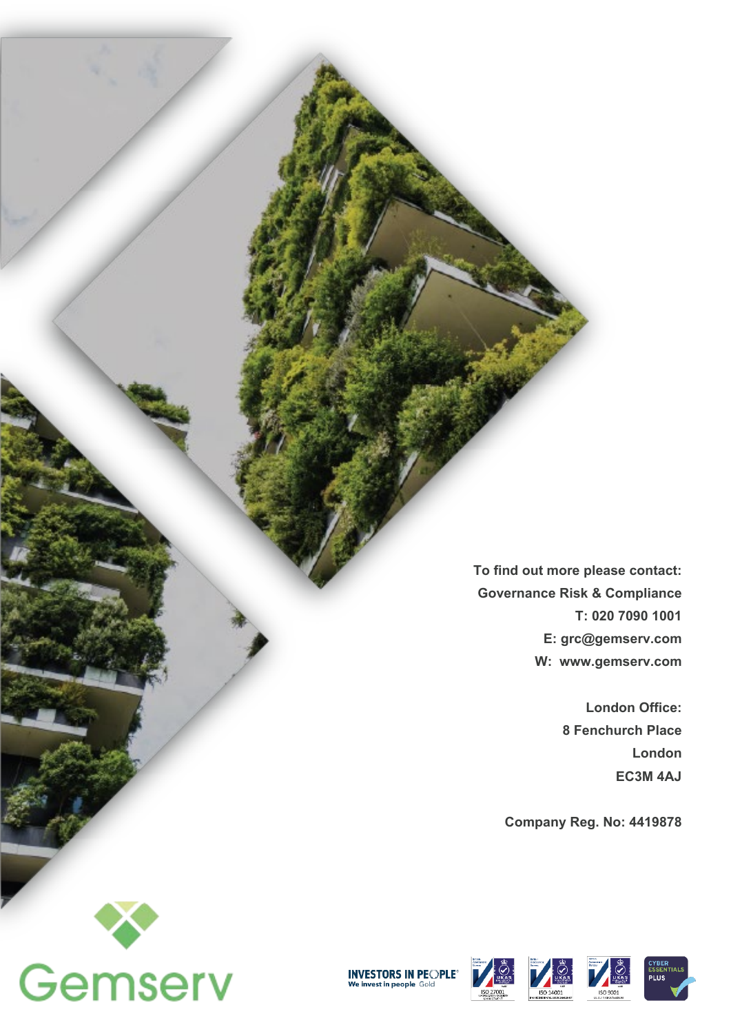To find out more please contact:
Governance Risk & Compliance
T: 020 7090 1001
E: grc@gemserv.com
W: www.gemserv.com

London Office:
8 Fenchurch Place
London
EC3M 4AJ

Company Reg. No: 4419878